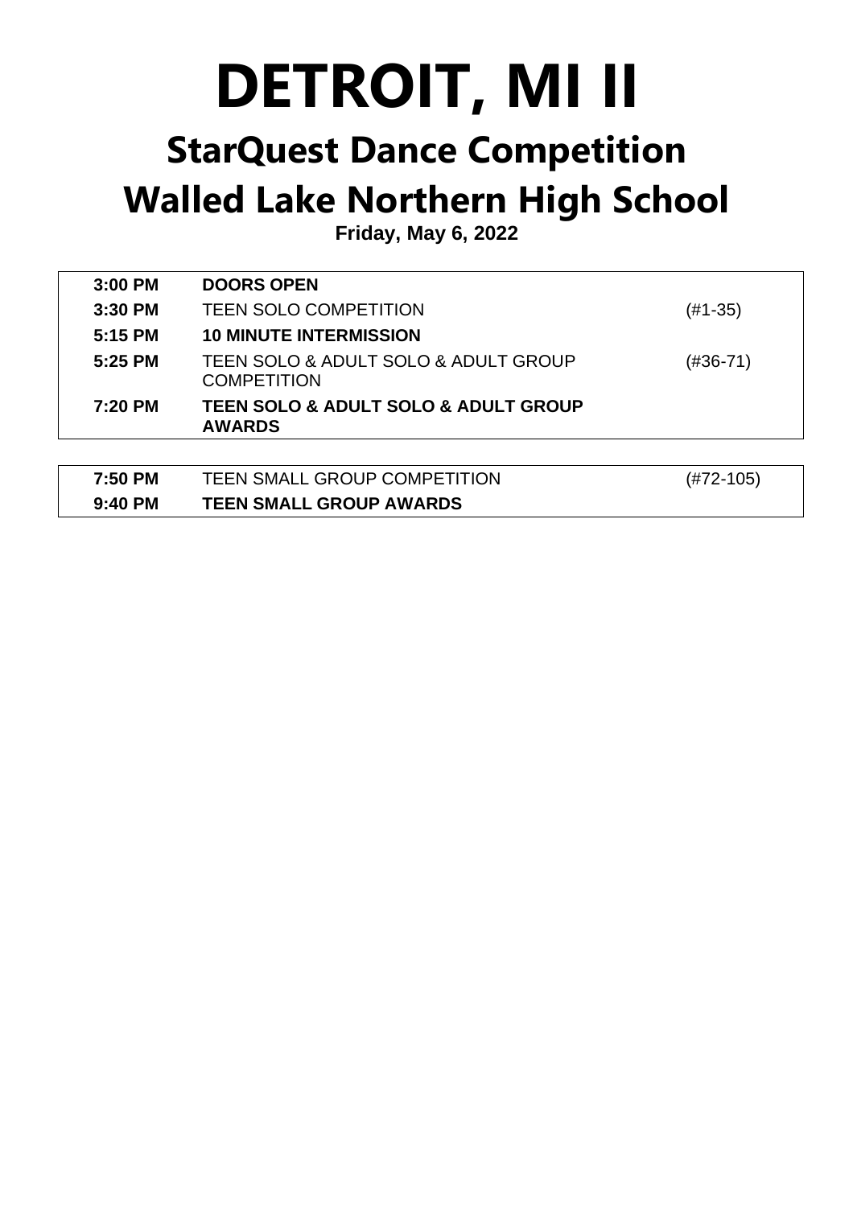# DETROIT, MI II

## StarQuest Dance Competition

## Walled Lake Northern High School

**Friday, May 6, 2022**

| | | |
|---|---|---|
| **3:00 PM** | **DOORS OPEN** | |
| **3:30 PM** | TEEN SOLO COMPETITION | (#1-35) |
| **5:15 PM** | **10 MINUTE INTERMISSION** | |
| **5:25 PM** | TEEN SOLO & ADULT SOLO & ADULT GROUP COMPETITION | (#36-71) |
| **7:20 PM** | **TEEN SOLO & ADULT SOLO & ADULT GROUP AWARDS** | |

| | | |
|---|---|---|
| **7:50 PM** | TEEN SMALL GROUP COMPETITION | (#72-105) |
| **9:40 PM** | **TEEN SMALL GROUP AWARDS** | |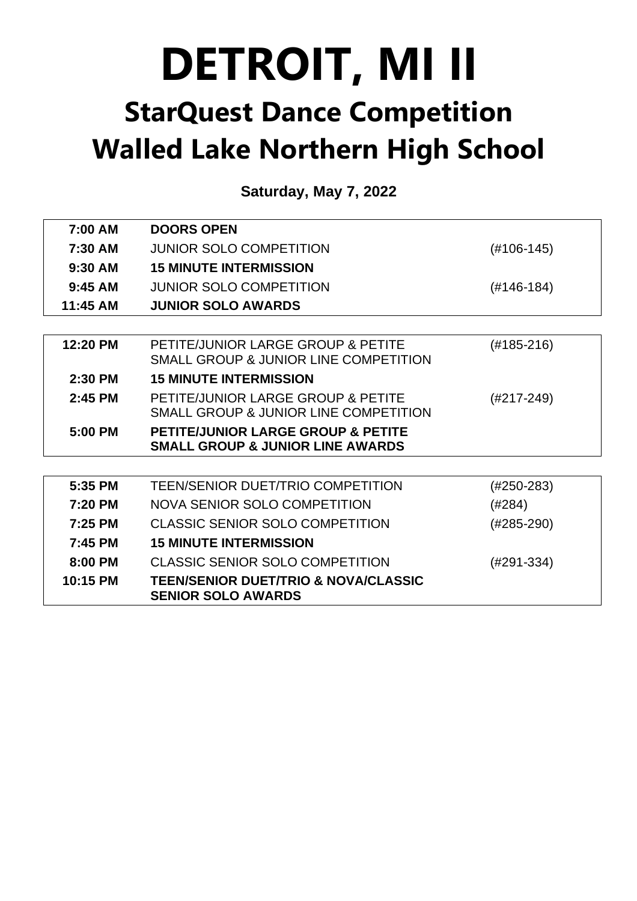# DETROIT, MI II

## StarQuest Dance Competition
## Walled Lake Northern High School

**Saturday, May 7, 2022**

| | | |
|---|---|---|
| **7:00 AM** | **DOORS OPEN** | |
| **7:30 AM** | JUNIOR SOLO COMPETITION | (#106-145) |
| **9:30 AM** | **15 MINUTE INTERMISSION** | |
| **9:45 AM** | JUNIOR SOLO COMPETITION | (#146-184) |
| **11:45 AM** | **JUNIOR SOLO AWARDS** | |

| | | |
|---|---|---|
| **12:20 PM** | PETITE/JUNIOR LARGE GROUP & PETITE SMALL GROUP & JUNIOR LINE COMPETITION | (#185-216) |
| **2:30 PM** | **15 MINUTE INTERMISSION** | |
| **2:45 PM** | PETITE/JUNIOR LARGE GROUP & PETITE SMALL GROUP & JUNIOR LINE COMPETITION | (#217-249) |
| **5:00 PM** | **PETITE/JUNIOR LARGE GROUP & PETITE SMALL GROUP & JUNIOR LINE AWARDS** | |

| | | |
|---|---|---|
| **5:35 PM** | TEEN/SENIOR DUET/TRIO COMPETITION | (#250-283) |
| **7:20 PM** | NOVA SENIOR SOLO COMPETITION | (#284) |
| **7:25 PM** | CLASSIC SENIOR SOLO COMPETITION | (#285-290) |
| **7:45 PM** | **15 MINUTE INTERMISSION** | |
| **8:00 PM** | CLASSIC SENIOR SOLO COMPETITION | (#291-334) |
| **10:15 PM** | **TEEN/SENIOR DUET/TRIO & NOVA/CLASSIC SENIOR SOLO AWARDS** | |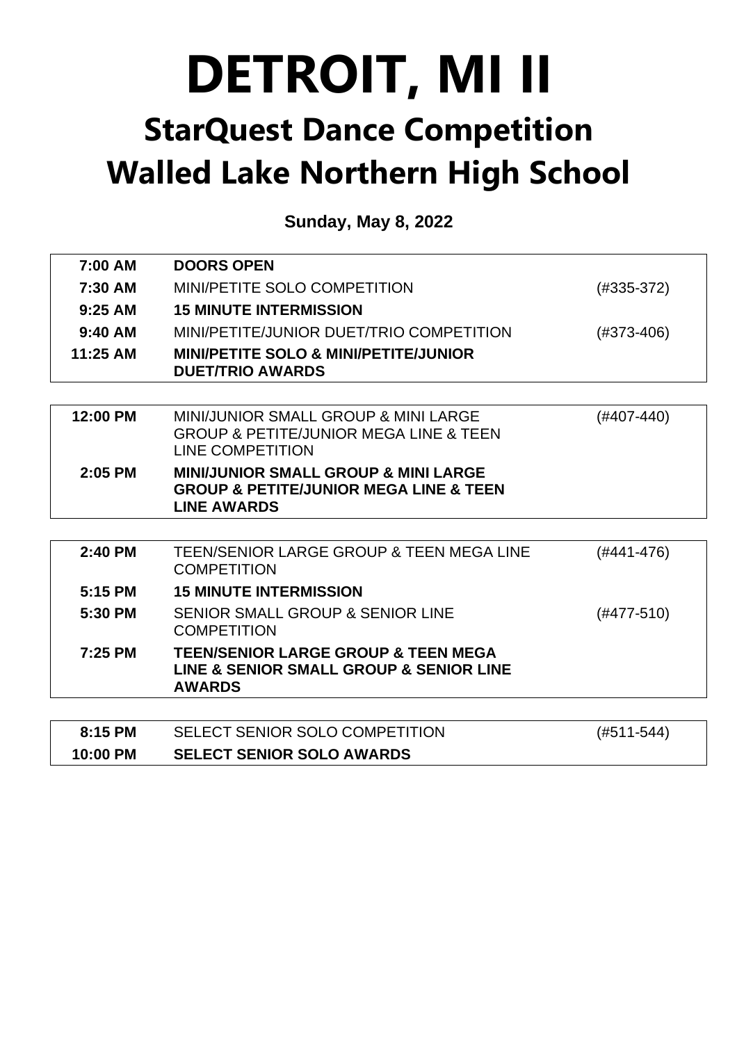# DETROIT, MI II

## StarQuest Dance Competition

## Walled Lake Northern High School

**Sunday, May 8, 2022**

| | | |
|---|---|---|
| **7:00 AM** | **DOORS OPEN** | |
| **7:30 AM** | MINI/PETITE SOLO COMPETITION | (#335-372) |
| **9:25 AM** | **15 MINUTE INTERMISSION** | |
| **9:40 AM** | MINI/PETITE/JUNIOR DUET/TRIO COMPETITION | (#373-406) |
| **11:25 AM** | **MINI/PETITE SOLO & MINI/PETITE/JUNIOR DUET/TRIO AWARDS** | |

| | | |
|---|---|---|
| **12:00 PM** | MINI/JUNIOR SMALL GROUP & MINI LARGE GROUP & PETITE/JUNIOR MEGA LINE & TEEN LINE COMPETITION | (#407-440) |
| **2:05 PM** | **MINI/JUNIOR SMALL GROUP & MINI LARGE GROUP & PETITE/JUNIOR MEGA LINE & TEEN LINE AWARDS** | |

| | | |
|---|---|---|
| **2:40 PM** | TEEN/SENIOR LARGE GROUP & TEEN MEGA LINE COMPETITION | (#441-476) |
| **5:15 PM** | **15 MINUTE INTERMISSION** | |
| **5:30 PM** | SENIOR SMALL GROUP & SENIOR LINE COMPETITION | (#477-510) |
| **7:25 PM** | **TEEN/SENIOR LARGE GROUP & TEEN MEGA LINE & SENIOR SMALL GROUP & SENIOR LINE AWARDS** | |

| | | |
|---|---|---|
| **8:15 PM** | SELECT SENIOR SOLO COMPETITION | (#511-544) |
| **10:00 PM** | **SELECT SENIOR SOLO AWARDS** | |